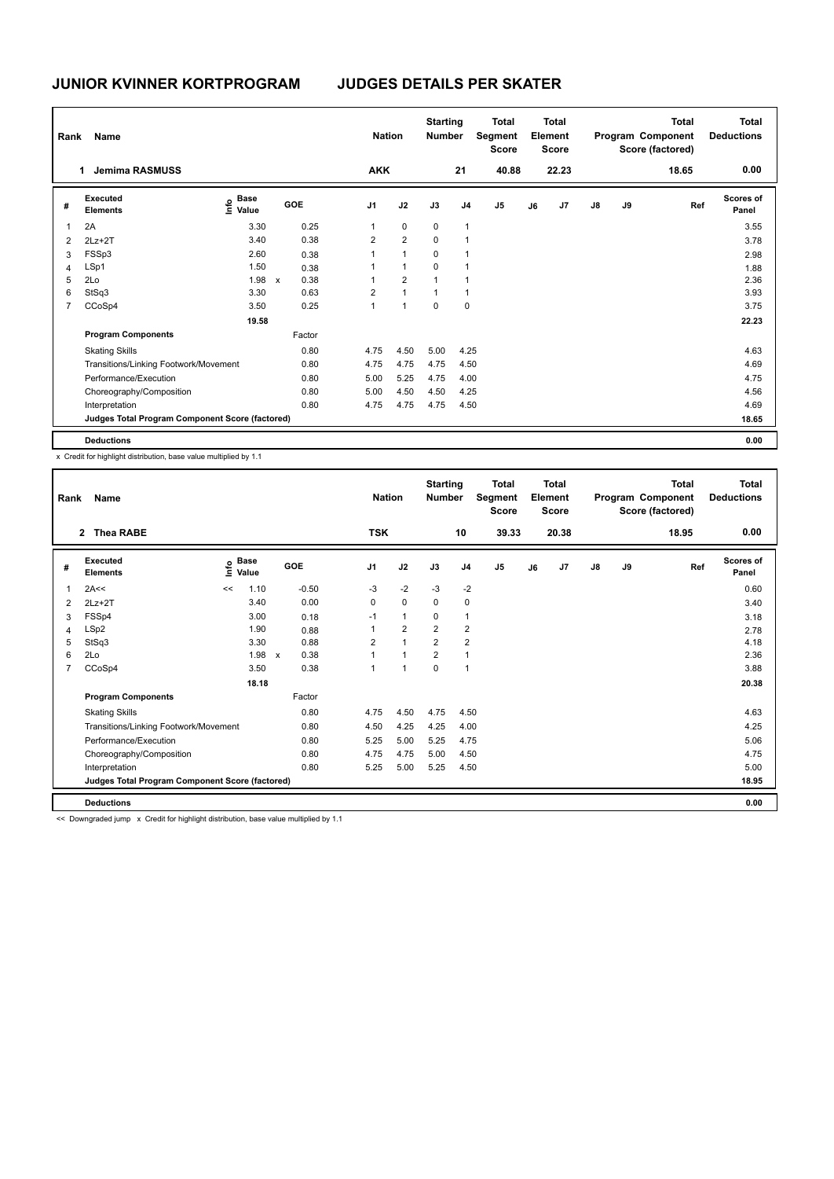# JUNIOR KVINNER KORTPROGRAM — JUDGES DETAILS PER SKATER

| Rank | Name | Nation | Starting Number | Total Segment Score | Total Element Score | Total Program Component Score (factored) | Total Deductions |
|---|---|---|---|---|---|---|---|
| 1 | Jemima RASMUSS | AKK | 21 | 40.88 | 22.23 | 18.65 | 0.00 |

| # | Executed Elements | Info | Base Value | | GOE | J1 | J2 | J3 | J4 | J5 | J6 | J7 | J8 | J9 | Ref | Scores of Panel |
|---|---|---|---|---|---|---|---|---|---|---|---|---|---|---|---|---|
| 1 | 2A | | 3.30 | | 0.25 | 1 | 0 | 0 | 1 | | | | | | | 3.55 |
| 2 | 2Lz+2T | | 3.40 | | 0.38 | 2 | 2 | 0 | 1 | | | | | | | 3.78 |
| 3 | FSSp3 | | 2.60 | | 0.38 | 1 | 1 | 0 | 1 | | | | | | | 2.98 |
| 4 | LSp1 | | 1.50 | | 0.38 | 1 | 1 | 0 | 1 | | | | | | | 1.88 |
| 5 | 2Lo | | 1.98 | x | 0.38 | 1 | 2 | 1 | 1 | | | | | | | 2.36 |
| 6 | StSq3 | | 3.30 | | 0.63 | 2 | 1 | 1 | 1 | | | | | | | 3.93 |
| 7 | CCoSp4 | | 3.50 | | 0.25 | 1 | 1 | 0 | 0 | | | | | | | 3.75 |
| | | | 19.58 | | | | | | | | | | | | | 22.23 |
| | **Program Components** | | | | Factor | | | | | | | | | | | |
| | Skating Skills | | | | 0.80 | 4.75 | 4.50 | 5.00 | 4.25 | | | | | | | 4.63 |
| | Transitions/Linking Footwork/Movement | | | | 0.80 | 4.75 | 4.75 | 4.75 | 4.50 | | | | | | | 4.69 |
| | Performance/Execution | | | | 0.80 | 5.00 | 5.25 | 4.75 | 4.00 | | | | | | | 4.75 |
| | Choreography/Composition | | | | 0.80 | 5.00 | 4.50 | 4.50 | 4.25 | | | | | | | 4.56 |
| | Interpretation | | | | 0.80 | 4.75 | 4.75 | 4.75 | 4.50 | | | | | | | 4.69 |
| | **Judges Total Program Component Score (factored)** | | | | | | | | | | | | | | | 18.65 |
| | **Deductions** | | | | | | | | | | | | | | | 0.00 |

x Credit for highlight distribution, base value multiplied by 1.1

| Rank | Name | Nation | Starting Number | Total Segment Score | Total Element Score | Total Program Component Score (factored) | Total Deductions |
|---|---|---|---|---|---|---|---|
| 2 | Thea RABE | TSK | 10 | 39.33 | 20.38 | 18.95 | 0.00 |

| # | Executed Elements | Info | Base Value | | GOE | J1 | J2 | J3 | J4 | J5 | J6 | J7 | J8 | J9 | Ref | Scores of Panel |
|---|---|---|---|---|---|---|---|---|---|---|---|---|---|---|---|---|
| 1 | 2A<< | << | 1.10 | | -0.50 | -3 | -2 | -3 | -2 | | | | | | | 0.60 |
| 2 | 2Lz+2T | | 3.40 | | 0.00 | 0 | 0 | 0 | 0 | | | | | | | 3.40 |
| 3 | FSSp4 | | 3.00 | | 0.18 | -1 | 1 | 0 | 1 | | | | | | | 3.18 |
| 4 | LSp2 | | 1.90 | | 0.88 | 1 | 2 | 2 | 2 | | | | | | | 2.78 |
| 5 | StSq3 | | 3.30 | | 0.88 | 2 | 1 | 2 | 2 | | | | | | | 4.18 |
| 6 | 2Lo | | 1.98 | x | 0.38 | 1 | 1 | 2 | 1 | | | | | | | 2.36 |
| 7 | CCoSp4 | | 3.50 | | 0.38 | 1 | 1 | 0 | 1 | | | | | | | 3.88 |
| | | | 18.18 | | | | | | | | | | | | | 20.38 |
| | **Program Components** | | | | Factor | | | | | | | | | | | |
| | Skating Skills | | | | 0.80 | 4.75 | 4.50 | 4.75 | 4.50 | | | | | | | 4.63 |
| | Transitions/Linking Footwork/Movement | | | | 0.80 | 4.50 | 4.25 | 4.25 | 4.00 | | | | | | | 4.25 |
| | Performance/Execution | | | | 0.80 | 5.25 | 5.00 | 5.25 | 4.75 | | | | | | | 5.06 |
| | Choreography/Composition | | | | 0.80 | 4.75 | 4.75 | 5.00 | 4.50 | | | | | | | 4.75 |
| | Interpretation | | | | 0.80 | 5.25 | 5.00 | 5.25 | 4.50 | | | | | | | 5.00 |
| | **Judges Total Program Component Score (factored)** | | | | | | | | | | | | | | | 18.95 |
| | **Deductions** | | | | | | | | | | | | | | | 0.00 |

<< Downgraded jump x Credit for highlight distribution, base value multiplied by 1.1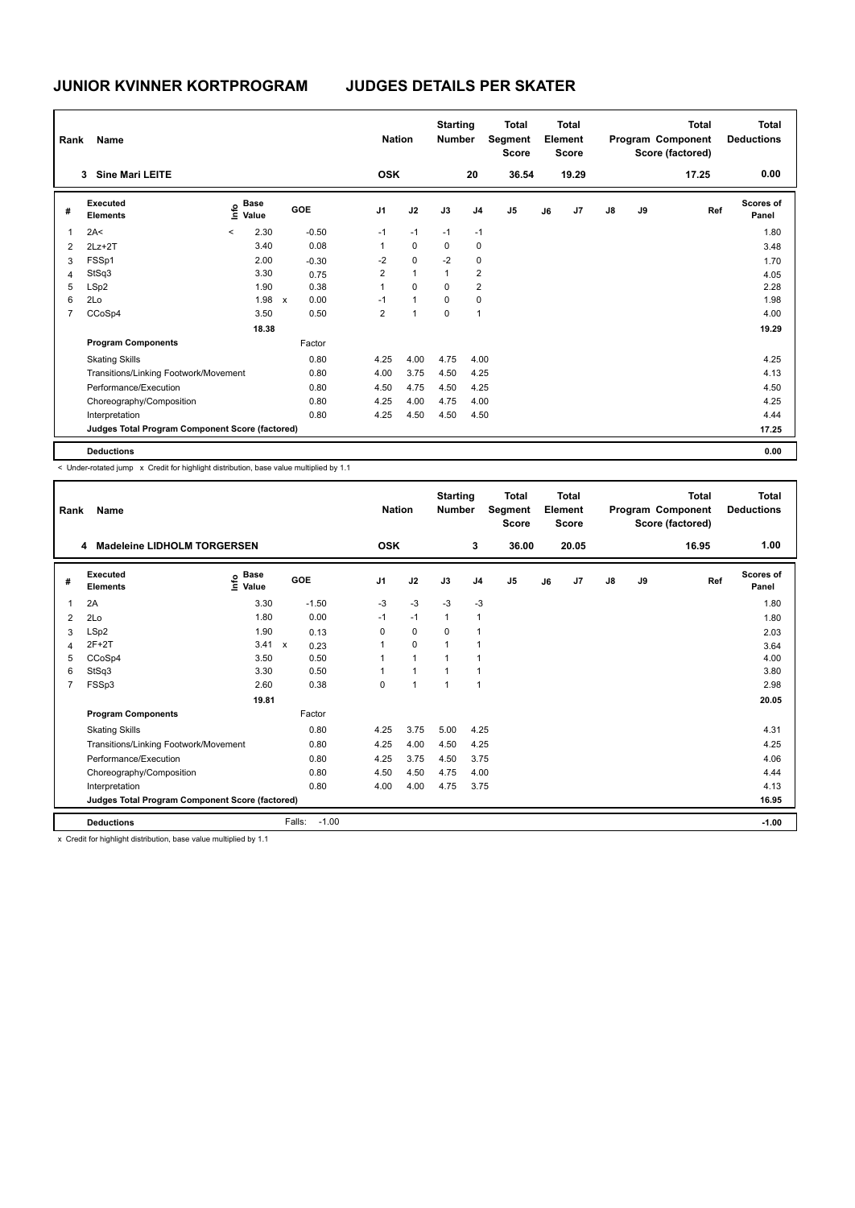# JUNIOR KVINNER KORTPROGRAM JUDGES DETAILS PER SKATER

| Rank | Name | Nation | Starting Number | Total Segment Score | Total Element Score | Total Program Component Score (factored) | Total Deductions |
|---|---|---|---|---|---|---|---|
| 3 | Sine Mari LEITE | OSK | 20 | 36.54 | 19.29 | 17.25 | 0.00 |

| # | Executed Elements | Info | Base Value | | GOE | J1 | J2 | J3 | J4 | J5 | J6 | J7 | J8 | J9 | Ref | Scores of Panel |
|---|---|---|---|---|---|---|---|---|---|---|---|---|---|---|---|---|
| 1 | 2A< | < | 2.30 | | -0.50 | -1 | -1 | -1 | -1 | | | | | | | 1.80 |
| 2 | 2Lz+2T | | 3.40 | | 0.08 | 1 | 0 | 0 | 0 | | | | | | | 3.48 |
| 3 | FSSp1 | | 2.00 | | -0.30 | -2 | 0 | -2 | 0 | | | | | | | 1.70 |
| 4 | StSq3 | | 3.30 | | 0.75 | 2 | 1 | 1 | 2 | | | | | | | 4.05 |
| 5 | LSp2 | | 1.90 | | 0.38 | 1 | 0 | 0 | 2 | | | | | | | 2.28 |
| 6 | 2Lo | | 1.98 | x | 0.00 | -1 | 1 | 0 | 0 | | | | | | | 1.98 |
| 7 | CCoSp4 | | 3.50 | | 0.50 | 2 | 1 | 0 | 1 | | | | | | | 4.00 |
| | | | 18.38 | | | | | | | | | | | | | 19.29 |
| | **Program Components** | | | | Factor | | | | | | | | | | | |
| | Skating Skills | | | | 0.80 | 4.25 | 4.00 | 4.75 | 4.00 | | | | | | | 4.25 |
| | Transitions/Linking Footwork/Movement | | | | 0.80 | 4.00 | 3.75 | 4.50 | 4.25 | | | | | | | 4.13 |
| | Performance/Execution | | | | 0.80 | 4.50 | 4.75 | 4.50 | 4.25 | | | | | | | 4.50 |
| | Choreography/Composition | | | | 0.80 | 4.25 | 4.00 | 4.75 | 4.00 | | | | | | | 4.25 |
| | Interpretation | | | | 0.80 | 4.25 | 4.50 | 4.50 | 4.50 | | | | | | | 4.44 |
| | **Judges Total Program Component Score (factored)** | | | | | | | | | | | | | | | 17.25 |
| | **Deductions** | | | | | | | | | | | | | | | 0.00 |

< Under-rotated jump x Credit for highlight distribution, base value multiplied by 1.1

| Rank | Name | Nation | Starting Number | Total Segment Score | Total Element Score | Total Program Component Score (factored) | Total Deductions |
|---|---|---|---|---|---|---|---|
| 4 | Madeleine LIDHOLM TORGERSEN | OSK | 3 | 36.00 | 20.05 | 16.95 | 1.00 |

| # | Executed Elements | Info | Base Value | | GOE | J1 | J2 | J3 | J4 | J5 | J6 | J7 | J8 | J9 | Ref | Scores of Panel |
|---|---|---|---|---|---|---|---|---|---|---|---|---|---|---|---|---|
| 1 | 2A | | 3.30 | | -1.50 | -3 | -3 | -3 | -3 | | | | | | | 1.80 |
| 2 | 2Lo | | 1.80 | | 0.00 | -1 | -1 | 1 | 1 | | | | | | | 1.80 |
| 3 | LSp2 | | 1.90 | | 0.13 | 0 | 0 | 0 | 1 | | | | | | | 2.03 |
| 4 | 2F+2T | | 3.41 | x | 0.23 | 1 | 0 | 1 | 1 | | | | | | | 3.64 |
| 5 | CCoSp4 | | 3.50 | | 0.50 | 1 | 1 | 1 | 1 | | | | | | | 4.00 |
| 6 | StSq3 | | 3.30 | | 0.50 | 1 | 1 | 1 | 1 | | | | | | | 3.80 |
| 7 | FSSp3 | | 2.60 | | 0.38 | 0 | 1 | 1 | 1 | | | | | | | 2.98 |
| | | | 19.81 | | | | | | | | | | | | | 20.05 |
| | **Program Components** | | | | Factor | | | | | | | | | | | |
| | Skating Skills | | | | 0.80 | 4.25 | 3.75 | 5.00 | 4.25 | | | | | | | 4.31 |
| | Transitions/Linking Footwork/Movement | | | | 0.80 | 4.25 | 4.00 | 4.50 | 4.25 | | | | | | | 4.25 |
| | Performance/Execution | | | | 0.80 | 4.25 | 3.75 | 4.50 | 3.75 | | | | | | | 4.06 |
| | Choreography/Composition | | | | 0.80 | 4.50 | 4.50 | 4.75 | 4.00 | | | | | | | 4.44 |
| | Interpretation | | | | 0.80 | 4.00 | 4.00 | 4.75 | 3.75 | | | | | | | 4.13 |
| | **Judges Total Program Component Score (factored)** | | | | | | | | | | | | | | | 16.95 |
| | **Deductions** | | | | Falls: -1.00 | | | | | | | | | | | -1.00 |

x Credit for highlight distribution, base value multiplied by 1.1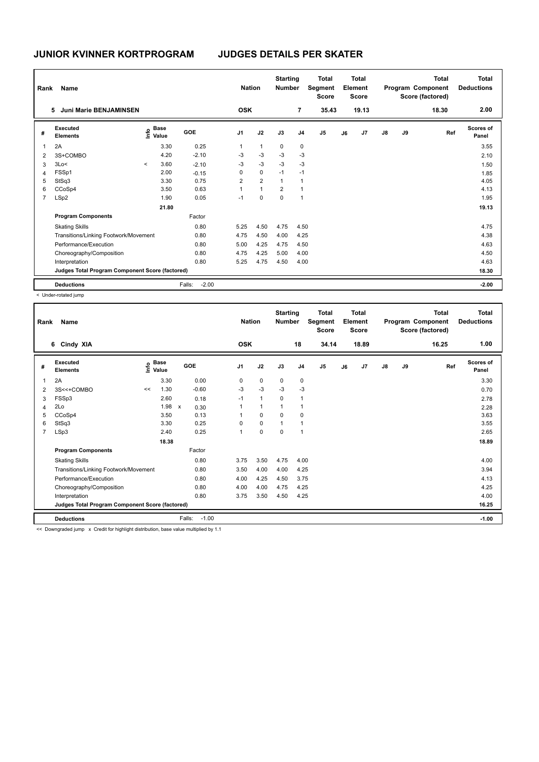# JUNIOR KVINNER KORTPROGRAM — JUDGES DETAILS PER SKATER

| Rank | Name | Nation | Starting Number | Total Segment Score | Total Element Score | Total Program Component Score (factored) | Total Deductions |
|---|---|---|---|---|---|---|---|
| 5 | Juni Marie BENJAMINSEN | OSK | 7 | 35.43 | 19.13 | 18.30 | 2.00 |

| # | Executed Elements | Info | Base Value | GOE | J1 | J2 | J3 | J4 | J5 | J6 | J7 | J8 | J9 | Ref | Scores of Panel |
|---|---|---|---|---|---|---|---|---|---|---|---|---|---|---|---|
| 1 | 2A | | 3.30 | 0.25 | 1 | 1 | 0 | 0 | | | | | | | 3.55 |
| 2 | 3S+COMBO | | 4.20 | -2.10 | -3 | -3 | -3 | -3 | | | | | | | 2.10 |
| 3 | 3Lo< | < | 3.60 | -2.10 | -3 | -3 | -3 | -3 | | | | | | | 1.50 |
| 4 | FSSp1 | | 2.00 | -0.15 | 0 | 0 | -1 | -1 | | | | | | | 1.85 |
| 5 | StSq3 | | 3.30 | 0.75 | 2 | 2 | 1 | 1 | | | | | | | 4.05 |
| 6 | CCoSp4 | | 3.50 | 0.63 | 1 | 1 | 2 | 1 | | | | | | | 4.13 |
| 7 | LSp2 | | 1.90 | 0.05 | -1 | 0 | 0 | 1 | | | | | | | 1.95 |
| | | | 21.80 | | | | | | | | | | | | 19.13 |
| | **Program Components** | | | Factor | | | | | | | | | | | |
| | Skating Skills | | | 0.80 | 5.25 | 4.50 | 4.75 | 4.50 | | | | | | | 4.75 |
| | Transitions/Linking Footwork/Movement | | | 0.80 | 4.75 | 4.50 | 4.00 | 4.25 | | | | | | | 4.38 |
| | Performance/Execution | | | 0.80 | 5.00 | 4.25 | 4.75 | 4.50 | | | | | | | 4.63 |
| | Choreography/Composition | | | 0.80 | 4.75 | 4.25 | 5.00 | 4.00 | | | | | | | 4.50 |
| | Interpretation | | | 0.80 | 5.25 | 4.75 | 4.50 | 4.00 | | | | | | | 4.63 |
| | **Judges Total Program Component Score (factored)** | | | | | | | | | | | | | | 18.30 |
| | **Deductions** | | | Falls: -2.00 | | | | | | | | | | | -2.00 |

< Under-rotated jump

| Rank | Name | Nation | Starting Number | Total Segment Score | Total Element Score | Total Program Component Score (factored) | Total Deductions |
|---|---|---|---|---|---|---|---|
| 6 | Cindy XIA | OSK | 18 | 34.14 | 18.89 | 16.25 | 1.00 |

| # | Executed Elements | Info | Base Value | GOE | J1 | J2 | J3 | J4 | J5 | J6 | J7 | J8 | J9 | Ref | Scores of Panel |
|---|---|---|---|---|---|---|---|---|---|---|---|---|---|---|---|
| 1 | 2A | | 3.30 | 0.00 | 0 | 0 | 0 | 0 | | | | | | | 3.30 |
| 2 | 3S<<+COMBO | << | 1.30 | -0.60 | -3 | -3 | -3 | -3 | | | | | | | 0.70 |
| 3 | FSSp3 | | 2.60 | 0.18 | -1 | 1 | 0 | 1 | | | | | | | 2.78 |
| 4 | 2Lo | | 1.98 x | 0.30 | 1 | 1 | 1 | 1 | | | | | | | 2.28 |
| 5 | CCoSp4 | | 3.50 | 0.13 | 1 | 0 | 0 | 0 | | | | | | | 3.63 |
| 6 | StSq3 | | 3.30 | 0.25 | 0 | 0 | 1 | 1 | | | | | | | 3.55 |
| 7 | LSp3 | | 2.40 | 0.25 | 1 | 0 | 0 | 1 | | | | | | | 2.65 |
| | | | 18.38 | | | | | | | | | | | | 18.89 |
| | **Program Components** | | | Factor | | | | | | | | | | | |
| | Skating Skills | | | 0.80 | 3.75 | 3.50 | 4.75 | 4.00 | | | | | | | 4.00 |
| | Transitions/Linking Footwork/Movement | | | 0.80 | 3.50 | 4.00 | 4.00 | 4.25 | | | | | | | 3.94 |
| | Performance/Execution | | | 0.80 | 4.00 | 4.25 | 4.50 | 3.75 | | | | | | | 4.13 |
| | Choreography/Composition | | | 0.80 | 4.00 | 4.00 | 4.75 | 4.25 | | | | | | | 4.25 |
| | Interpretation | | | 0.80 | 3.75 | 3.50 | 4.50 | 4.25 | | | | | | | 4.00 |
| | **Judges Total Program Component Score (factored)** | | | | | | | | | | | | | | 16.25 |
| | **Deductions** | | | Falls: -1.00 | | | | | | | | | | | -1.00 |

<< Downgraded jump x Credit for highlight distribution, base value multiplied by 1.1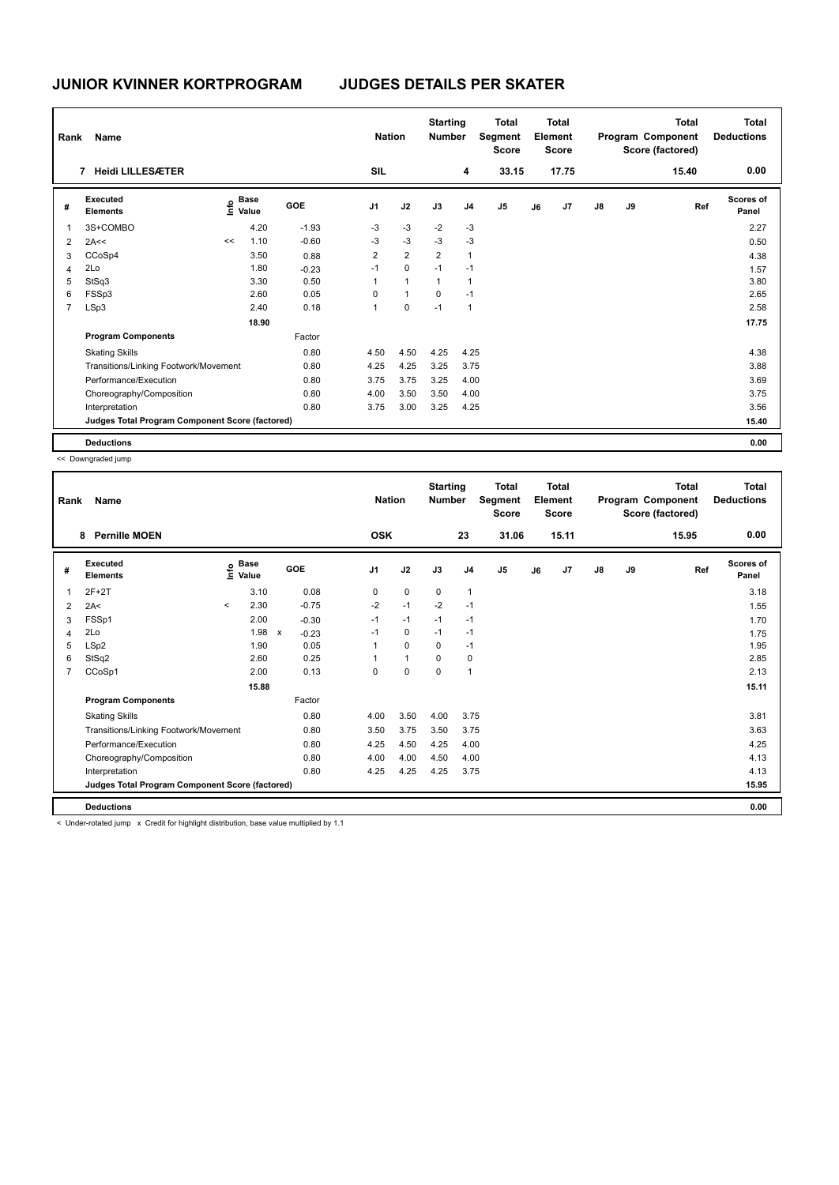# JUNIOR KVINNER KORTPROGRAM

## JUDGES DETAILS PER SKATER

| Rank | Name | Nation | Starting Number | Total Segment Score | Total Element Score | Total Program Component Score (factored) | Total Deductions |
|---|---|---|---|---|---|---|---|
| 7 | Heidi LILLESÆTER | SIL | 4 | 33.15 | 17.75 | 15.40 | 0.00 |

| # | Executed Elements | Info | Base Value | GOE | J1 | J2 | J3 | J4 | J5 | J6 | J7 | J8 | J9 | Ref | Scores of Panel |
|---|---|---|---|---|---|---|---|---|---|---|---|---|---|---|---|
| 1 | 3S+COMBO | | 4.20 | -1.93 | -3 | -3 | -2 | -3 | | | | | | | 2.27 |
| 2 | 2A<< | << | 1.10 | -0.60 | -3 | -3 | -3 | -3 | | | | | | | 0.50 |
| 3 | CCoSp4 | | 3.50 | 0.88 | 2 | 2 | 2 | 1 | | | | | | | 4.38 |
| 4 | 2Lo | | 1.80 | -0.23 | -1 | 0 | -1 | -1 | | | | | | | 1.57 |
| 5 | StSq3 | | 3.30 | 0.50 | 1 | 1 | 1 | 1 | | | | | | | 3.80 |
| 6 | FSSp3 | | 2.60 | 0.05 | 0 | 1 | 0 | -1 | | | | | | | 2.65 |
| 7 | LSp3 | | 2.40 | 0.18 | 1 | 0 | -1 | 1 | | | | | | | 2.58 |
| | | | 18.90 | | | | | | | | | | | | 17.75 |
| | **Program Components** | | | Factor | | | | | | | | | | | |
| | Skating Skills | | | 0.80 | 4.50 | 4.50 | 4.25 | 4.25 | | | | | | | 4.38 |
| | Transitions/Linking Footwork/Movement | | | 0.80 | 4.25 | 4.25 | 3.25 | 3.75 | | | | | | | 3.88 |
| | Performance/Execution | | | 0.80 | 3.75 | 3.75 | 3.25 | 4.00 | | | | | | | 3.69 |
| | Choreography/Composition | | | 0.80 | 4.00 | 3.50 | 3.50 | 4.00 | | | | | | | 3.75 |
| | Interpretation | | | 0.80 | 3.75 | 3.00 | 3.25 | 4.25 | | | | | | | 3.56 |
| | **Judges Total Program Component Score (factored)** | | | | | | | | | | | | | | 15.40 |
| | **Deductions** | | | | | | | | | | | | | | 0.00 |

<< Downgraded jump

| Rank | Name | Nation | Starting Number | Total Segment Score | Total Element Score | Total Program Component Score (factored) | Total Deductions |
|---|---|---|---|---|---|---|---|
| 8 | Pernille MOEN | OSK | 23 | 31.06 | 15.11 | 15.95 | 0.00 |

| # | Executed Elements | Info | Base Value | GOE | J1 | J2 | J3 | J4 | J5 | J6 | J7 | J8 | J9 | Ref | Scores of Panel |
|---|---|---|---|---|---|---|---|---|---|---|---|---|---|---|---|
| 1 | 2F+2T | | 3.10 | 0.08 | 0 | 0 | 0 | 1 | | | | | | | 3.18 |
| 2 | 2A< | < | 2.30 | -0.75 | -2 | -1 | -2 | -1 | | | | | | | 1.55 |
| 3 | FSSp1 | | 2.00 | -0.30 | -1 | -1 | -1 | -1 | | | | | | | 1.70 |
| 4 | 2Lo | | 1.98 x | -0.23 | -1 | 0 | -1 | -1 | | | | | | | 1.75 |
| 5 | LSp2 | | 1.90 | 0.05 | 1 | 0 | 0 | -1 | | | | | | | 1.95 |
| 6 | StSq2 | | 2.60 | 0.25 | 1 | 1 | 0 | 0 | | | | | | | 2.85 |
| 7 | CCoSp1 | | 2.00 | 0.13 | 0 | 0 | 0 | 1 | | | | | | | 2.13 |
| | | | 15.88 | | | | | | | | | | | | 15.11 |
| | **Program Components** | | | Factor | | | | | | | | | | | |
| | Skating Skills | | | 0.80 | 4.00 | 3.50 | 4.00 | 3.75 | | | | | | | 3.81 |
| | Transitions/Linking Footwork/Movement | | | 0.80 | 3.50 | 3.75 | 3.50 | 3.75 | | | | | | | 3.63 |
| | Performance/Execution | | | 0.80 | 4.25 | 4.50 | 4.25 | 4.00 | | | | | | | 4.25 |
| | Choreography/Composition | | | 0.80 | 4.00 | 4.00 | 4.50 | 4.00 | | | | | | | 4.13 |
| | Interpretation | | | 0.80 | 4.25 | 4.25 | 4.25 | 3.75 | | | | | | | 4.13 |
| | **Judges Total Program Component Score (factored)** | | | | | | | | | | | | | | 15.95 |
| | **Deductions** | | | | | | | | | | | | | | 0.00 |

< Under-rotated jump x Credit for highlight distribution, base value multiplied by 1.1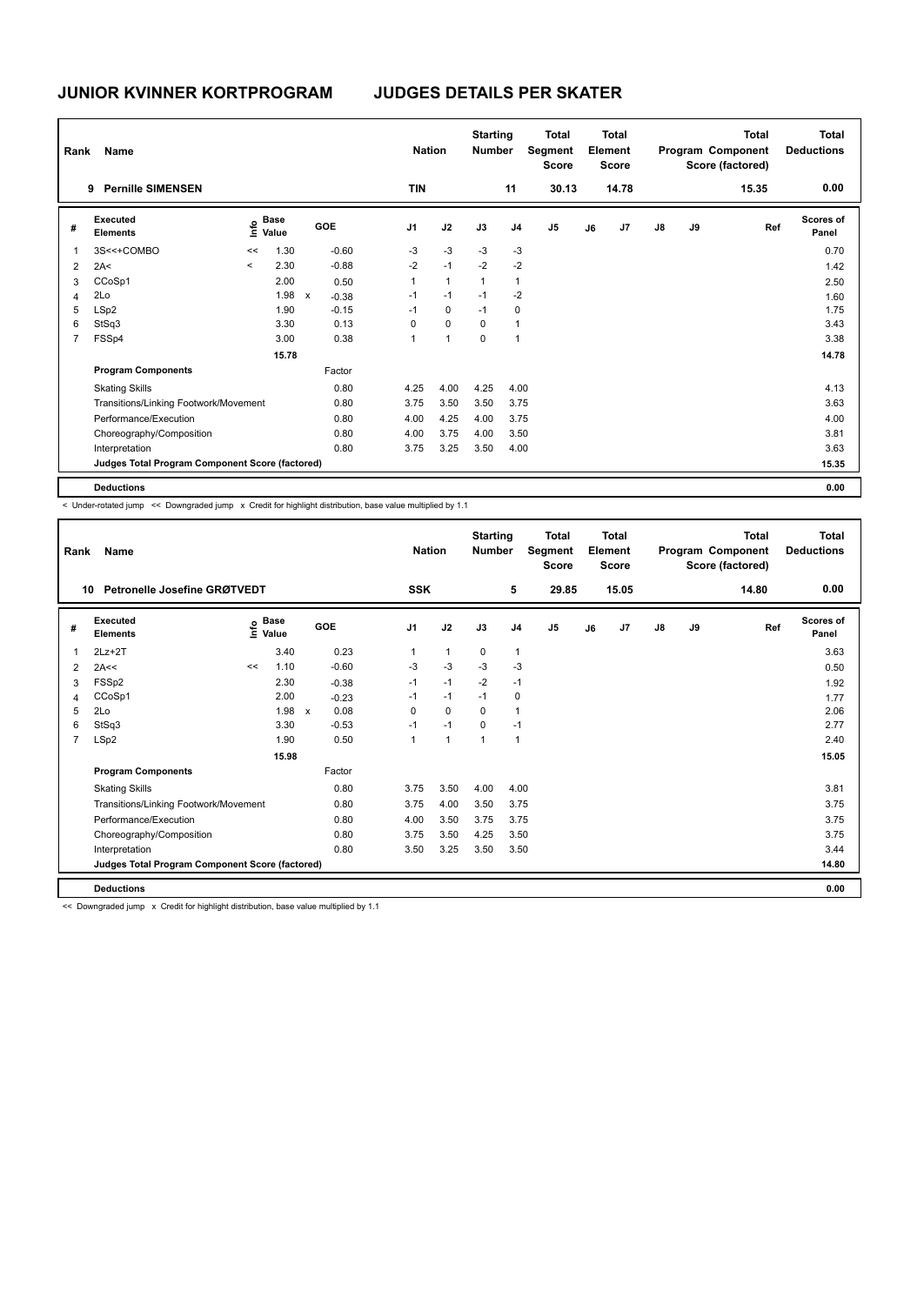# JUNIOR KVINNER KORTPROGRAM — JUDGES DETAILS PER SKATER

| Rank | Name | Nation | Starting Number | Total Segment Score | Total Element Score | Total Program Component Score (factored) | Total Deductions |
|---|---|---|---|---|---|---|---|
| 9 | Pernille SIMENSEN | TIN | 11 | 30.13 | 14.78 | 15.35 | 0.00 |

| # | Executed Elements | Info | Base Value | | GOE | J1 | J2 | J3 | J4 | J5 | J6 | J7 | J8 | J9 | Ref | Scores of Panel |
|---|---|---|---|---|---|---|---|---|---|---|---|---|---|---|---|---|
| 1 | 3S<<+COMBO | << | 1.30 | | -0.60 | -3 | -3 | -3 | -3 | | | | | | | 0.70 |
| 2 | 2A< | < | 2.30 | | -0.88 | -2 | -1 | -2 | -2 | | | | | | | 1.42 |
| 3 | CCoSp1 | | 2.00 | | 0.50 | 1 | 1 | 1 | 1 | | | | | | | 2.50 |
| 4 | 2Lo | | 1.98 | x | -0.38 | -1 | -1 | -1 | -2 | | | | | | | 1.60 |
| 5 | LSp2 | | 1.90 | | -0.15 | -1 | 0 | -1 | 0 | | | | | | | 1.75 |
| 6 | StSq3 | | 3.30 | | 0.13 | 0 | 0 | 0 | 1 | | | | | | | 3.43 |
| 7 | FSSp4 | | 3.00 | | 0.38 | 1 | 1 | 0 | 1 | | | | | | | 3.38 |
| | | | 15.78 | | | | | | | | | | | | | 14.78 |
| | **Program Components** | | | | Factor | | | | | | | | | | | |
| | Skating Skills | | | | 0.80 | 4.25 | 4.00 | 4.25 | 4.00 | | | | | | | 4.13 |
| | Transitions/Linking Footwork/Movement | | | | 0.80 | 3.75 | 3.50 | 3.50 | 3.75 | | | | | | | 3.63 |
| | Performance/Execution | | | | 0.80 | 4.00 | 4.25 | 4.00 | 3.75 | | | | | | | 4.00 |
| | Choreography/Composition | | | | 0.80 | 4.00 | 3.75 | 4.00 | 3.50 | | | | | | | 3.81 |
| | Interpretation | | | | 0.80 | 3.75 | 3.25 | 3.50 | 4.00 | | | | | | | 3.63 |
| | **Judges Total Program Component Score (factored)** | | | | | | | | | | | | | | | 15.35 |
| | **Deductions** | | | | | | | | | | | | | | | 0.00 |

< Under-rotated jump << Downgraded jump x Credit for highlight distribution, base value multiplied by 1.1

| Rank | Name | Nation | Starting Number | Total Segment Score | Total Element Score | Total Program Component Score (factored) | Total Deductions |
|---|---|---|---|---|---|---|---|
| 10 | Petronelle Josefine GRØTVEDT | SSK | 5 | 29.85 | 15.05 | 14.80 | 0.00 |

| # | Executed Elements | Info | Base Value | | GOE | J1 | J2 | J3 | J4 | J5 | J6 | J7 | J8 | J9 | Ref | Scores of Panel |
|---|---|---|---|---|---|---|---|---|---|---|---|---|---|---|---|---|
| 1 | 2Lz+2T | | 3.40 | | 0.23 | 1 | 1 | 0 | 1 | | | | | | | 3.63 |
| 2 | 2A<< | << | 1.10 | | -0.60 | -3 | -3 | -3 | -3 | | | | | | | 0.50 |
| 3 | FSSp2 | | 2.30 | | -0.38 | -1 | -1 | -2 | -1 | | | | | | | 1.92 |
| 4 | CCoSp1 | | 2.00 | | -0.23 | -1 | -1 | -1 | 0 | | | | | | | 1.77 |
| 5 | 2Lo | | 1.98 | x | 0.08 | 0 | 0 | 0 | 1 | | | | | | | 2.06 |
| 6 | StSq3 | | 3.30 | | -0.53 | -1 | -1 | 0 | -1 | | | | | | | 2.77 |
| 7 | LSp2 | | 1.90 | | 0.50 | 1 | 1 | 1 | 1 | | | | | | | 2.40 |
| | | | 15.98 | | | | | | | | | | | | | 15.05 |
| | **Program Components** | | | | Factor | | | | | | | | | | | |
| | Skating Skills | | | | 0.80 | 3.75 | 3.50 | 4.00 | 4.00 | | | | | | | 3.81 |
| | Transitions/Linking Footwork/Movement | | | | 0.80 | 3.75 | 4.00 | 3.50 | 3.75 | | | | | | | 3.75 |
| | Performance/Execution | | | | 0.80 | 4.00 | 3.50 | 3.75 | 3.75 | | | | | | | 3.75 |
| | Choreography/Composition | | | | 0.80 | 3.75 | 3.50 | 4.25 | 3.50 | | | | | | | 3.75 |
| | Interpretation | | | | 0.80 | 3.50 | 3.25 | 3.50 | 3.50 | | | | | | | 3.44 |
| | **Judges Total Program Component Score (factored)** | | | | | | | | | | | | | | | 14.80 |
| | **Deductions** | | | | | | | | | | | | | | | 0.00 |

<< Downgraded jump x Credit for highlight distribution, base value multiplied by 1.1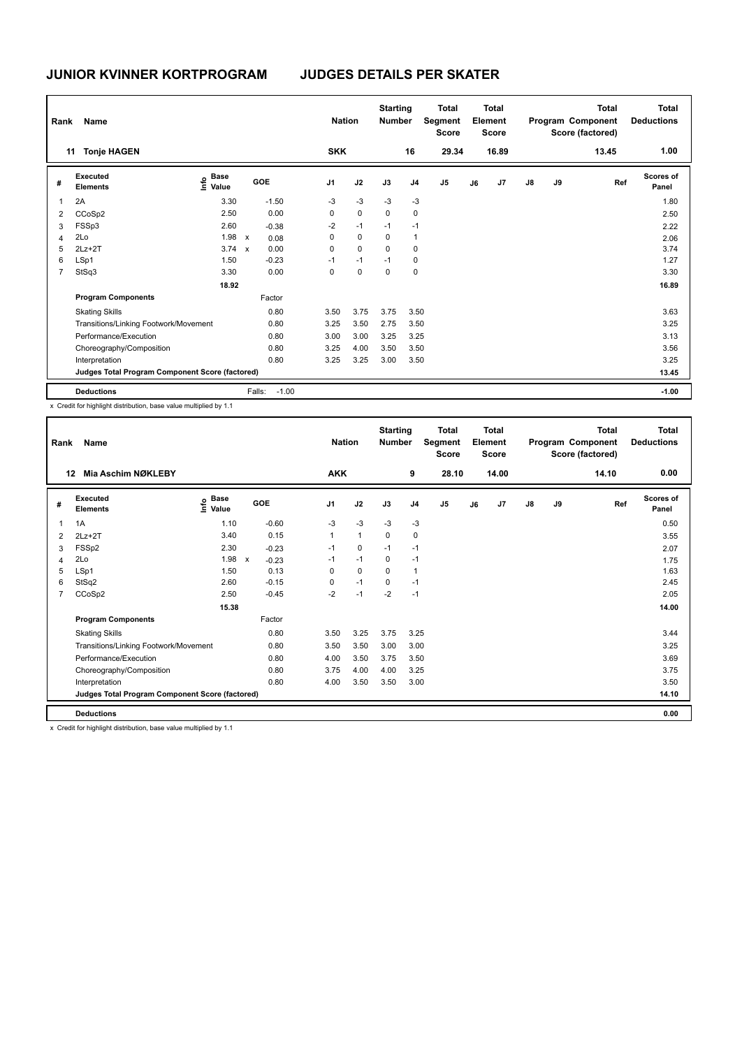# JUNIOR KVINNER KORTPROGRAM    JUDGES DETAILS PER SKATER

| Rank | Name | Nation | Starting Number | Total Segment Score | Total Element Score | Total Program Component Score (factored) | Total Deductions |
|---|---|---|---|---|---|---|---|
| 11 | Tonje HAGEN | SKK | 16 | 29.34 | 16.89 | 13.45 | 1.00 |

| # | Executed Elements | Info | Base Value | | GOE | J1 | J2 | J3 | J4 | J5 | J6 | J7 | J8 | J9 | Ref | Scores of Panel |
|---|---|---|---|---|---|---|---|---|---|---|---|---|---|---|---|---|
| 1 | 2A | | 3.30 | | -1.50 | -3 | -3 | -3 | -3 | | | | | | | 1.80 |
| 2 | CCoSp2 | | 2.50 | | 0.00 | 0 | 0 | 0 | 0 | | | | | | | 2.50 |
| 3 | FSSp3 | | 2.60 | | -0.38 | -2 | -1 | -1 | -1 | | | | | | | 2.22 |
| 4 | 2Lo | | 1.98 | x | 0.08 | 0 | 0 | 0 | 1 | | | | | | | 2.06 |
| 5 | 2Lz+2T | | 3.74 | x | 0.00 | 0 | 0 | 0 | 0 | | | | | | | 3.74 |
| 6 | LSp1 | | 1.50 | | -0.23 | -1 | -1 | -1 | 0 | | | | | | | 1.27 |
| 7 | StSq3 | | 3.30 | | 0.00 | 0 | 0 | 0 | 0 | | | | | | | 3.30 |
| | | | 18.92 | | | | | | | | | | | | | 16.89 |
| | **Program Components** | | | | Factor | | | | | | | | | | | |
| | Skating Skills | | | | 0.80 | 3.50 | 3.75 | 3.75 | 3.50 | | | | | | | 3.63 |
| | Transitions/Linking Footwork/Movement | | | | 0.80 | 3.25 | 3.50 | 2.75 | 3.50 | | | | | | | 3.25 |
| | Performance/Execution | | | | 0.80 | 3.00 | 3.00 | 3.25 | 3.25 | | | | | | | 3.13 |
| | Choreography/Composition | | | | 0.80 | 3.25 | 4.00 | 3.50 | 3.50 | | | | | | | 3.56 |
| | Interpretation | | | | 0.80 | 3.25 | 3.25 | 3.00 | 3.50 | | | | | | | 3.25 |
| | **Judges Total Program Component Score (factored)** | | | | | | | | | | | | | | | 13.45 |
| | **Deductions** | | | | Falls: -1.00 | | | | | | | | | | | -1.00 |

x Credit for highlight distribution, base value multiplied by 1.1

| Rank | Name | Nation | Starting Number | Total Segment Score | Total Element Score | Total Program Component Score (factored) | Total Deductions |
|---|---|---|---|---|---|---|---|
| 12 | Mia Aschim NØKLEBY | AKK | 9 | 28.10 | 14.00 | 14.10 | 0.00 |

| # | Executed Elements | Info | Base Value | | GOE | J1 | J2 | J3 | J4 | J5 | J6 | J7 | J8 | J9 | Ref | Scores of Panel |
|---|---|---|---|---|---|---|---|---|---|---|---|---|---|---|---|---|
| 1 | 1A | | 1.10 | | -0.60 | -3 | -3 | -3 | -3 | | | | | | | 0.50 |
| 2 | 2Lz+2T | | 3.40 | | 0.15 | 1 | 1 | 0 | 0 | | | | | | | 3.55 |
| 3 | FSSp2 | | 2.30 | | -0.23 | -1 | 0 | -1 | -1 | | | | | | | 2.07 |
| 4 | 2Lo | | 1.98 | x | -0.23 | -1 | -1 | 0 | -1 | | | | | | | 1.75 |
| 5 | LSp1 | | 1.50 | | 0.13 | 0 | 0 | 0 | 1 | | | | | | | 1.63 |
| 6 | StSq2 | | 2.60 | | -0.15 | 0 | -1 | 0 | -1 | | | | | | | 2.45 |
| 7 | CCoSp2 | | 2.50 | | -0.45 | -2 | -1 | -2 | -1 | | | | | | | 2.05 |
| | | | 15.38 | | | | | | | | | | | | | 14.00 |
| | **Program Components** | | | | Factor | | | | | | | | | | | |
| | Skating Skills | | | | 0.80 | 3.50 | 3.25 | 3.75 | 3.25 | | | | | | | 3.44 |
| | Transitions/Linking Footwork/Movement | | | | 0.80 | 3.50 | 3.50 | 3.00 | 3.00 | | | | | | | 3.25 |
| | Performance/Execution | | | | 0.80 | 4.00 | 3.50 | 3.75 | 3.50 | | | | | | | 3.69 |
| | Choreography/Composition | | | | 0.80 | 3.75 | 4.00 | 4.00 | 3.25 | | | | | | | 3.75 |
| | Interpretation | | | | 0.80 | 4.00 | 3.50 | 3.50 | 3.00 | | | | | | | 3.50 |
| | **Judges Total Program Component Score (factored)** | | | | | | | | | | | | | | | 14.10 |
| | **Deductions** | | | | | | | | | | | | | | | 0.00 |

x Credit for highlight distribution, base value multiplied by 1.1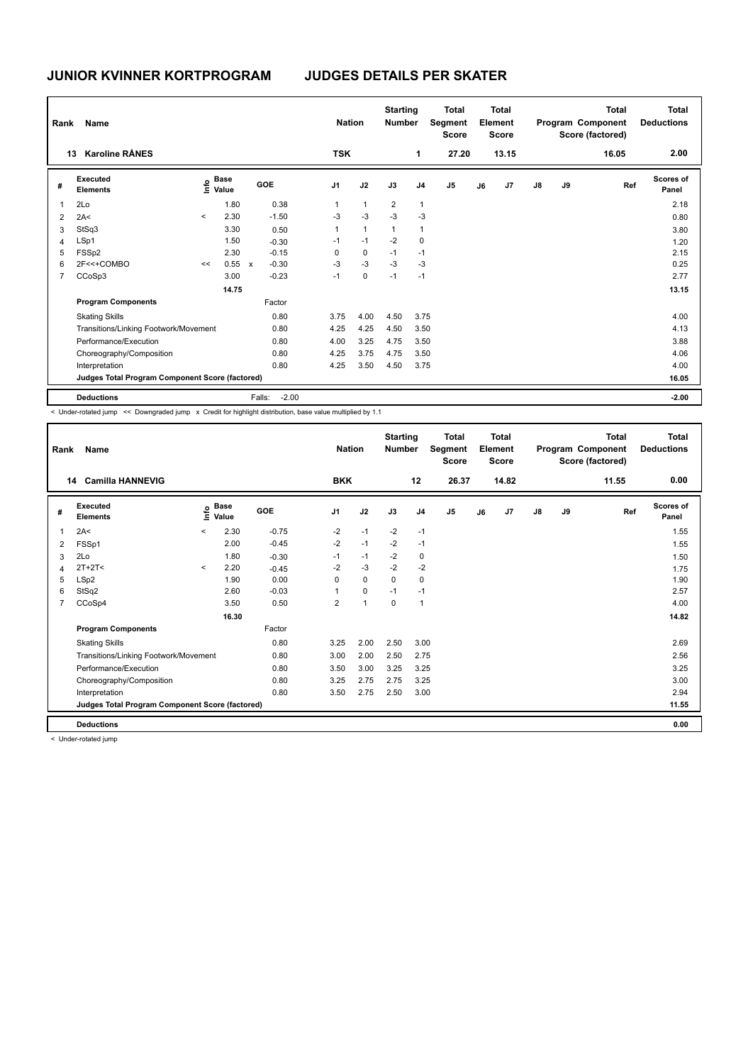# JUNIOR KVINNER KORTPROGRAM — JUDGES DETAILS PER SKATER

| Rank | Name | Nation | Starting Number | Total Segment Score | Total Element Score | Total Program Component Score (factored) | Total Deductions |
|---|---|---|---|---|---|---|---|
| 13 | Karoline RÅNES | TSK | 1 | 27.20 | 13.15 | 16.05 | 2.00 |

| # | Executed Elements | Info | Base Value | | GOE | J1 | J2 | J3 | J4 | J5 | J6 | J7 | J8 | J9 | Ref | Scores of Panel |
|---|---|---|---|---|---|---|---|---|---|---|---|---|---|---|---|---|
| 1 | 2Lo | | 1.80 | | 0.38 | 1 | 1 | 2 | 1 | | | | | | | 2.18 |
| 2 | 2A< | < | 2.30 | | -1.50 | -3 | -3 | -3 | -3 | | | | | | | 0.80 |
| 3 | StSq3 | | 3.30 | | 0.50 | 1 | 1 | 1 | 1 | | | | | | | 3.80 |
| 4 | LSp1 | | 1.50 | | -0.30 | -1 | -1 | -2 | 0 | | | | | | | 1.20 |
| 5 | FSSp2 | | 2.30 | | -0.15 | 0 | 0 | -1 | -1 | | | | | | | 2.15 |
| 6 | 2F<<+COMBO | << | 0.55 | x | -0.30 | -3 | -3 | -3 | -3 | | | | | | | 0.25 |
| 7 | CCoSp3 | | 3.00 | | -0.23 | -1 | 0 | -1 | -1 | | | | | | | 2.77 |
| | | | 14.75 | | | | | | | | | | | | | 13.15 |
| | **Program Components** | | | | Factor | | | | | | | | | | | |
| | Skating Skills | | | | 0.80 | 3.75 | 4.00 | 4.50 | 3.75 | | | | | | | 4.00 |
| | Transitions/Linking Footwork/Movement | | | | 0.80 | 4.25 | 4.25 | 4.50 | 3.50 | | | | | | | 4.13 |
| | Performance/Execution | | | | 0.80 | 4.00 | 3.25 | 4.75 | 3.50 | | | | | | | 3.88 |
| | Choreography/Composition | | | | 0.80 | 4.25 | 3.75 | 4.75 | 3.50 | | | | | | | 4.06 |
| | Interpretation | | | | 0.80 | 4.25 | 3.50 | 4.50 | 3.75 | | | | | | | 4.00 |
| | **Judges Total Program Component Score (factored)** | | | | | | | | | | | | | | | 16.05 |
| | **Deductions** | | | | Falls: -2.00 | | | | | | | | | | | -2.00 |

< Under-rotated jump << Downgraded jump x Credit for highlight distribution, base value multiplied by 1.1

| Rank | Name | Nation | Starting Number | Total Segment Score | Total Element Score | Total Program Component Score (factored) | Total Deductions |
|---|---|---|---|---|---|---|---|
| 14 | Camilla HANNEVIG | BKK | 12 | 26.37 | 14.82 | 11.55 | 0.00 |

| # | Executed Elements | Info | Base Value | GOE | J1 | J2 | J3 | J4 | J5 | J6 | J7 | J8 | J9 | Ref | Scores of Panel |
|---|---|---|---|---|---|---|---|---|---|---|---|---|---|---|---|
| 1 | 2A< | < | 2.30 | -0.75 | -2 | -1 | -2 | -1 | | | | | | | 1.55 |
| 2 | FSSp1 | | 2.00 | -0.45 | -2 | -1 | -2 | -1 | | | | | | | 1.55 |
| 3 | 2Lo | | 1.80 | -0.30 | -1 | -1 | -2 | 0 | | | | | | | 1.50 |
| 4 | 2T+2T< | < | 2.20 | -0.45 | -2 | -3 | -2 | -2 | | | | | | | 1.75 |
| 5 | LSp2 | | 1.90 | 0.00 | 0 | 0 | 0 | 0 | | | | | | | 1.90 |
| 6 | StSq2 | | 2.60 | -0.03 | 1 | 0 | -1 | -1 | | | | | | | 2.57 |
| 7 | CCoSp4 | | 3.50 | 0.50 | 2 | 1 | 0 | 1 | | | | | | | 4.00 |
| | | | 16.30 | | | | | | | | | | | | 14.82 |
| | **Program Components** | | | Factor | | | | | | | | | | | |
| | Skating Skills | | | 0.80 | 3.25 | 2.00 | 2.50 | 3.00 | | | | | | | 2.69 |
| | Transitions/Linking Footwork/Movement | | | 0.80 | 3.00 | 2.00 | 2.50 | 2.75 | | | | | | | 2.56 |
| | Performance/Execution | | | 0.80 | 3.50 | 3.00 | 3.25 | 3.25 | | | | | | | 3.25 |
| | Choreography/Composition | | | 0.80 | 3.25 | 2.75 | 2.75 | 3.25 | | | | | | | 3.00 |
| | Interpretation | | | 0.80 | 3.50 | 2.75 | 2.50 | 3.00 | | | | | | | 2.94 |
| | **Judges Total Program Component Score (factored)** | | | | | | | | | | | | | | 11.55 |
| | **Deductions** | | | | | | | | | | | | | | 0.00 |

< Under-rotated jump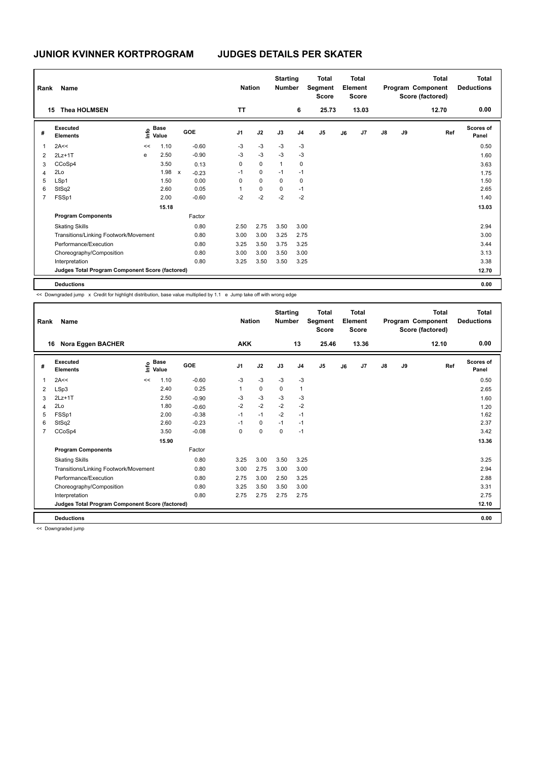# JUNIOR KVINNER KORTPROGRAM — JUDGES DETAILS PER SKATER

| Rank | Name | Nation | Starting Number | Total Segment Score | Total Element Score | Total Program Component Score (factored) | Total Deductions |
|---|---|---|---|---|---|---|---|
| 15 | Thea HOLMSEN | TT | 6 | 25.73 | 13.03 | 12.70 | 0.00 |

| # | Executed Elements | Info | Base Value | | GOE | J1 | J2 | J3 | J4 | J5 | J6 | J7 | J8 | J9 | Ref | Scores of Panel |
|---|---|---|---|---|---|---|---|---|---|---|---|---|---|---|---|---|
| 1 | 2A<< | << | 1.10 | | -0.60 | -3 | -3 | -3 | -3 | | | | | | | 0.50 |
| 2 | 2Lz+1T | e | 2.50 | | -0.90 | -3 | -3 | -3 | -3 | | | | | | | 1.60 |
| 3 | CCoSp4 | | 3.50 | | 0.13 | 0 | 0 | 1 | 0 | | | | | | | 3.63 |
| 4 | 2Lo | | 1.98 | x | -0.23 | -1 | 0 | -1 | -1 | | | | | | | 1.75 |
| 5 | LSp1 | | 1.50 | | 0.00 | 0 | 0 | 0 | 0 | | | | | | | 1.50 |
| 6 | StSq2 | | 2.60 | | 0.05 | 1 | 0 | 0 | -1 | | | | | | | 2.65 |
| 7 | FSSp1 | | 2.00 | | -0.60 | -2 | -2 | -2 | -2 | | | | | | | 1.40 |
| | | | 15.18 | | | | | | | | | | | | | 13.03 |
| | **Program Components** | | | | Factor | | | | | | | | | | | |
| | Skating Skills | | | | 0.80 | 2.50 | 2.75 | 3.50 | 3.00 | | | | | | | 2.94 |
| | Transitions/Linking Footwork/Movement | | | | 0.80 | 3.00 | 3.00 | 3.25 | 2.75 | | | | | | | 3.00 |
| | Performance/Execution | | | | 0.80 | 3.25 | 3.50 | 3.75 | 3.25 | | | | | | | 3.44 |
| | Choreography/Composition | | | | 0.80 | 3.00 | 3.00 | 3.50 | 3.00 | | | | | | | 3.13 |
| | Interpretation | | | | 0.80 | 3.25 | 3.50 | 3.50 | 3.25 | | | | | | | 3.38 |
| | **Judges Total Program Component Score (factored)** | | | | | | | | | | | | | | | 12.70 |
| | **Deductions** | | | | | | | | | | | | | | | 0.00 |

<< Downgraded jump x Credit for highlight distribution, base value multiplied by 1.1 e Jump take off with wrong edge

| Rank | Name | Nation | Starting Number | Total Segment Score | Total Element Score | Total Program Component Score (factored) | Total Deductions |
|---|---|---|---|---|---|---|---|
| 16 | Nora Eggen BACHER | AKK | 13 | 25.46 | 13.36 | 12.10 | 0.00 |

| # | Executed Elements | Info | Base Value | GOE | J1 | J2 | J3 | J4 | J5 | J6 | J7 | J8 | J9 | Ref | Scores of Panel |
|---|---|---|---|---|---|---|---|---|---|---|---|---|---|---|---|
| 1 | 2A<< | << | 1.10 | -0.60 | -3 | -3 | -3 | -3 | | | | | | | 0.50 |
| 2 | LSp3 | | 2.40 | 0.25 | 1 | 0 | 0 | 1 | | | | | | | 2.65 |
| 3 | 2Lz+1T | | 2.50 | -0.90 | -3 | -3 | -3 | -3 | | | | | | | 1.60 |
| 4 | 2Lo | | 1.80 | -0.60 | -2 | -2 | -2 | -2 | | | | | | | 1.20 |
| 5 | FSSp1 | | 2.00 | -0.38 | -1 | -1 | -2 | -1 | | | | | | | 1.62 |
| 6 | StSq2 | | 2.60 | -0.23 | -1 | 0 | -1 | -1 | | | | | | | 2.37 |
| 7 | CCoSp4 | | 3.50 | -0.08 | 0 | 0 | 0 | -1 | | | | | | | 3.42 |
| | | | 15.90 | | | | | | | | | | | | 13.36 |
| | **Program Components** | | | Factor | | | | | | | | | | | |
| | Skating Skills | | | 0.80 | 3.25 | 3.00 | 3.50 | 3.25 | | | | | | | 3.25 |
| | Transitions/Linking Footwork/Movement | | | 0.80 | 3.00 | 2.75 | 3.00 | 3.00 | | | | | | | 2.94 |
| | Performance/Execution | | | 0.80 | 2.75 | 3.00 | 2.50 | 3.25 | | | | | | | 2.88 |
| | Choreography/Composition | | | 0.80 | 3.25 | 3.50 | 3.50 | 3.00 | | | | | | | 3.31 |
| | Interpretation | | | 0.80 | 2.75 | 2.75 | 2.75 | 2.75 | | | | | | | 2.75 |
| | **Judges Total Program Component Score (factored)** | | | | | | | | | | | | | | 12.10 |
| | **Deductions** | | | | | | | | | | | | | | 0.00 |

<< Downgraded jump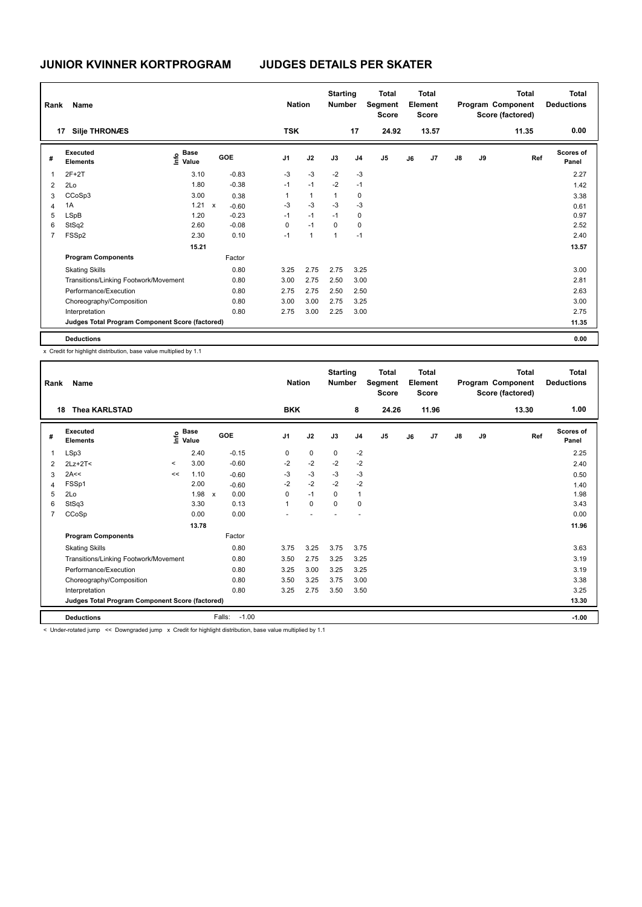# JUNIOR KVINNER KORTPROGRAM

## JUDGES DETAILS PER SKATER

| Rank | Name | Nation | Starting Number | Total Segment Score | Total Element Score | Total Program Component Score (factored) | Total Deductions |
|---|---|---|---|---|---|---|---|
| 17 | Silje THRONÆS | TSK | 17 | 24.92 | 13.57 | 11.35 | 0.00 |

| # | Executed Elements | Info | Base Value | | GOE | J1 | J2 | J3 | J4 | J5 | J6 | J7 | J8 | J9 | Ref | Scores of Panel |
|---|---|---|---|---|---|---|---|---|---|---|---|---|---|---|---|---|
| 1 | 2F+2T | | 3.10 | | -0.83 | -3 | -3 | -2 | -3 | | | | | | | 2.27 |
| 2 | 2Lo | | 1.80 | | -0.38 | -1 | -1 | -2 | -1 | | | | | | | 1.42 |
| 3 | CCoSp3 | | 3.00 | | 0.38 | 1 | 1 | 1 | 0 | | | | | | | 3.38 |
| 4 | 1A | | 1.21 | x | -0.60 | -3 | -3 | -3 | -3 | | | | | | | 0.61 |
| 5 | LSpB | | 1.20 | | -0.23 | -1 | -1 | -1 | 0 | | | | | | | 0.97 |
| 6 | StSq2 | | 2.60 | | -0.08 | 0 | -1 | 0 | 0 | | | | | | | 2.52 |
| 7 | FSSp2 | | 2.30 | | 0.10 | -1 | 1 | 1 | -1 | | | | | | | 2.40 |
| | | | 15.21 | | | | | | | | | | | | | 13.57 |
| | **Program Components** | | | | Factor | | | | | | | | | | | |
| | Skating Skills | | | | 0.80 | 3.25 | 2.75 | 2.75 | 3.25 | | | | | | | 3.00 |
| | Transitions/Linking Footwork/Movement | | | | 0.80 | 3.00 | 2.75 | 2.50 | 3.00 | | | | | | | 2.81 |
| | Performance/Execution | | | | 0.80 | 2.75 | 2.75 | 2.50 | 2.50 | | | | | | | 2.63 |
| | Choreography/Composition | | | | 0.80 | 3.00 | 3.00 | 2.75 | 3.25 | | | | | | | 3.00 |
| | Interpretation | | | | 0.80 | 2.75 | 3.00 | 2.25 | 3.00 | | | | | | | 2.75 |
| | **Judges Total Program Component Score (factored)** | | | | | | | | | | | | | | | 11.35 |
| | **Deductions** | | | | | | | | | | | | | | | 0.00 |

x Credit for highlight distribution, base value multiplied by 1.1

| Rank | Name | Nation | Starting Number | Total Segment Score | Total Element Score | Total Program Component Score (factored) | Total Deductions |
|---|---|---|---|---|---|---|---|
| 18 | Thea KARLSTAD | BKK | 8 | 24.26 | 11.96 | 13.30 | 1.00 |

| # | Executed Elements | Info | Base Value | | GOE | J1 | J2 | J3 | J4 | J5 | J6 | J7 | J8 | J9 | Ref | Scores of Panel |
|---|---|---|---|---|---|---|---|---|---|---|---|---|---|---|---|---|
| 1 | LSp3 | | 2.40 | | -0.15 | 0 | 0 | 0 | -2 | | | | | | | 2.25 |
| 2 | 2Lz+2T< | < | 3.00 | | -0.60 | -2 | -2 | -2 | -2 | | | | | | | 2.40 |
| 3 | 2A<< | << | 1.10 | | -0.60 | -3 | -3 | -3 | -3 | | | | | | | 0.50 |
| 4 | FSSp1 | | 2.00 | | -0.60 | -2 | -2 | -2 | -2 | | | | | | | 1.40 |
| 5 | 2Lo | | 1.98 | x | 0.00 | 0 | -1 | 0 | 1 | | | | | | | 1.98 |
| 6 | StSq3 | | 3.30 | | 0.13 | 1 | 0 | 0 | 0 | | | | | | | 3.43 |
| 7 | CCoSp | | 0.00 | | 0.00 | - | - | - | - | | | | | | | 0.00 |
| | | | 13.78 | | | | | | | | | | | | | 11.96 |
| | **Program Components** | | | | Factor | | | | | | | | | | | |
| | Skating Skills | | | | 0.80 | 3.75 | 3.25 | 3.75 | 3.75 | | | | | | | 3.63 |
| | Transitions/Linking Footwork/Movement | | | | 0.80 | 3.50 | 2.75 | 3.25 | 3.25 | | | | | | | 3.19 |
| | Performance/Execution | | | | 0.80 | 3.25 | 3.00 | 3.25 | 3.25 | | | | | | | 3.19 |
| | Choreography/Composition | | | | 0.80 | 3.50 | 3.25 | 3.75 | 3.00 | | | | | | | 3.38 |
| | Interpretation | | | | 0.80 | 3.25 | 2.75 | 3.50 | 3.50 | | | | | | | 3.25 |
| | **Judges Total Program Component Score (factored)** | | | | | | | | | | | | | | | 13.30 |
| | **Deductions** | | | Falls: | -1.00 | | | | | | | | | | | -1.00 |

< Under-rotated jump << Downgraded jump x Credit for highlight distribution, base value multiplied by 1.1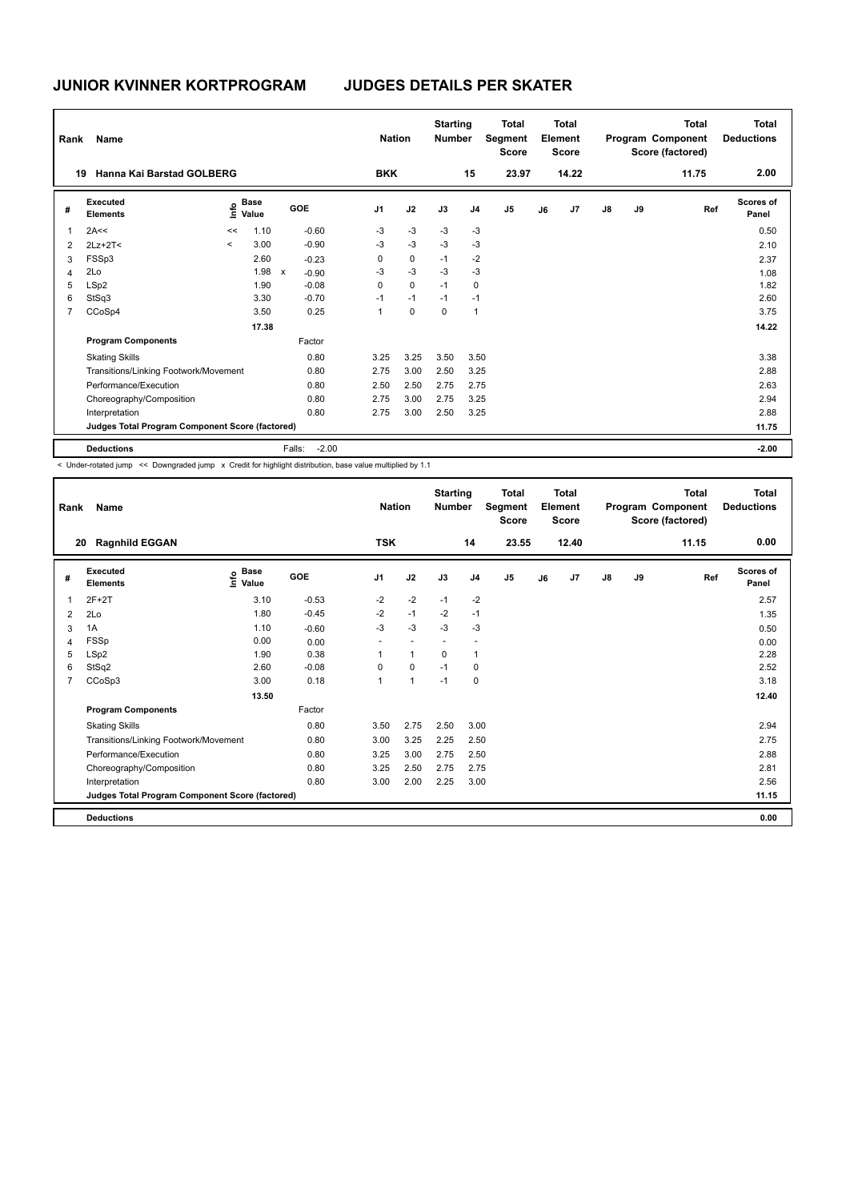# JUNIOR KVINNER KORTPROGRAM JUDGES DETAILS PER SKATER

| Rank | Name | Nation | Starting Number | Total Segment Score | Total Element Score | Total Program Component Score (factored) | Total Deductions |
|---|---|---|---|---|---|---|---|
| 19 | Hanna Kai Barstad GOLBERG | BKK | 15 | 23.97 | 14.22 | 11.75 | 2.00 |

| # | Executed Elements | Info | Base Value | | GOE | J1 | J2 | J3 | J4 | J5 | J6 | J7 | J8 | J9 | Ref | Scores of Panel |
|---|---|---|---|---|---|---|---|---|---|---|---|---|---|---|---|---|
| 1 | 2A<< | << | 1.10 | | -0.60 | -3 | -3 | -3 | -3 | | | | | | | 0.50 |
| 2 | 2Lz+2T< | < | 3.00 | | -0.90 | -3 | -3 | -3 | -3 | | | | | | | 2.10 |
| 3 | FSSp3 | | 2.60 | | -0.23 | 0 | 0 | -1 | -2 | | | | | | | 2.37 |
| 4 | 2Lo | | 1.98 | x | -0.90 | -3 | -3 | -3 | -3 | | | | | | | 1.08 |
| 5 | LSp2 | | 1.90 | | -0.08 | 0 | 0 | -1 | 0 | | | | | | | 1.82 |
| 6 | StSq3 | | 3.30 | | -0.70 | -1 | -1 | -1 | -1 | | | | | | | 2.60 |
| 7 | CCoSp4 | | 3.50 | | 0.25 | 1 | 0 | 0 | 1 | | | | | | | 3.75 |
| | | | 17.38 | | | | | | | | | | | | | 14.22 |
| | **Program Components** | | | | Factor | | | | | | | | | | | |
| | Skating Skills | | | | 0.80 | 3.25 | 3.25 | 3.50 | 3.50 | | | | | | | 3.38 |
| | Transitions/Linking Footwork/Movement | | | | 0.80 | 2.75 | 3.00 | 2.50 | 3.25 | | | | | | | 2.88 |
| | Performance/Execution | | | | 0.80 | 2.50 | 2.50 | 2.75 | 2.75 | | | | | | | 2.63 |
| | Choreography/Composition | | | | 0.80 | 2.75 | 3.00 | 2.75 | 3.25 | | | | | | | 2.94 |
| | Interpretation | | | | 0.80 | 2.75 | 3.00 | 2.50 | 3.25 | | | | | | | 2.88 |
| | **Judges Total Program Component Score (factored)** | | | | | | | | | | | | | | | 11.75 |
| | **Deductions** | | | | Falls: -2.00 | | | | | | | | | | | -2.00 |

< Under-rotated jump << Downgraded jump x Credit for highlight distribution, base value multiplied by 1.1

| Rank | Name | Nation | Starting Number | Total Segment Score | Total Element Score | Total Program Component Score (factored) | Total Deductions |
|---|---|---|---|---|---|---|---|
| 20 | Ragnhild EGGAN | TSK | 14 | 23.55 | 12.40 | 11.15 | 0.00 |

| # | Executed Elements | Info | Base Value | GOE | J1 | J2 | J3 | J4 | J5 | J6 | J7 | J8 | J9 | Ref | Scores of Panel |
|---|---|---|---|---|---|---|---|---|---|---|---|---|---|---|---|
| 1 | 2F+2T | | 3.10 | -0.53 | -2 | -2 | -1 | -2 | | | | | | | 2.57 |
| 2 | 2Lo | | 1.80 | -0.45 | -2 | -1 | -2 | -1 | | | | | | | 1.35 |
| 3 | 1A | | 1.10 | -0.60 | -3 | -3 | -3 | -3 | | | | | | | 0.50 |
| 4 | FSSp | | 0.00 | 0.00 | - | - | - | - | | | | | | | 0.00 |
| 5 | LSp2 | | 1.90 | 0.38 | 1 | 1 | 0 | 1 | | | | | | | 2.28 |
| 6 | StSq2 | | 2.60 | -0.08 | 0 | 0 | -1 | 0 | | | | | | | 2.52 |
| 7 | CCoSp3 | | 3.00 | 0.18 | 1 | 1 | -1 | 0 | | | | | | | 3.18 |
| | | | 13.50 | | | | | | | | | | | | 12.40 |
| | **Program Components** | | | Factor | | | | | | | | | | | |
| | Skating Skills | | | 0.80 | 3.50 | 2.75 | 2.50 | 3.00 | | | | | | | 2.94 |
| | Transitions/Linking Footwork/Movement | | | 0.80 | 3.00 | 3.25 | 2.25 | 2.50 | | | | | | | 2.75 |
| | Performance/Execution | | | 0.80 | 3.25 | 3.00 | 2.75 | 2.50 | | | | | | | 2.88 |
| | Choreography/Composition | | | 0.80 | 3.25 | 2.50 | 2.75 | 2.75 | | | | | | | 2.81 |
| | Interpretation | | | 0.80 | 3.00 | 2.00 | 2.25 | 3.00 | | | | | | | 2.56 |
| | **Judges Total Program Component Score (factored)** | | | | | | | | | | | | | | 11.15 |
| | **Deductions** | | | | | | | | | | | | | | 0.00 |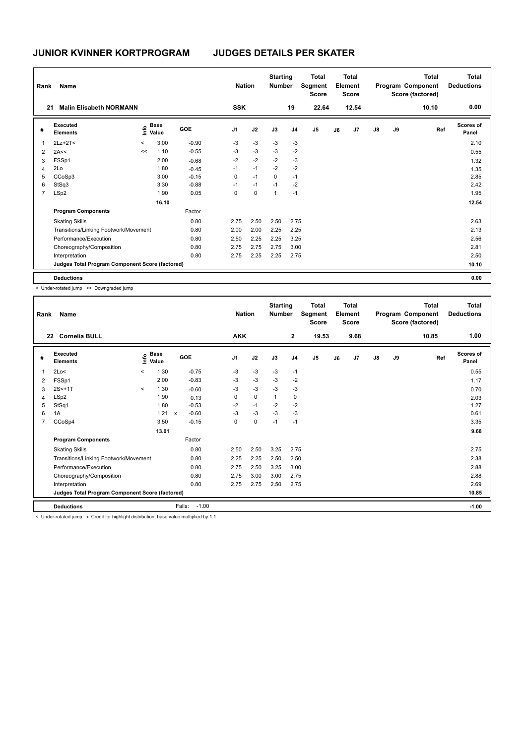# JUNIOR KVINNER KORTPROGRAM — JUDGES DETAILS PER SKATER

| Rank | Name | Nation | Starting Number | Total Segment Score | Total Element Score | Total Program Component Score (factored) | Total Deductions |
|---|---|---|---|---|---|---|---|
| 21 | Malin Elisabeth NORMANN | SSK | 19 | 22.64 | 12.54 | 10.10 | 0.00 |

| # | Executed Elements | Info | Base Value | | GOE | J1 | J2 | J3 | J4 | J5 | J6 | J7 | J8 | J9 | Ref | Scores of Panel |
|---|---|---|---|---|---|---|---|---|---|---|---|---|---|---|---|---|
| 1 | 2Lz+2T< | < | 3.00 | | -0.90 | -3 | -3 | -3 | -3 | | | | | | | 2.10 |
| 2 | 2A<< | << | 1.10 | | -0.55 | -3 | -3 | -3 | -2 | | | | | | | 0.55 |
| 3 | FSSp1 | | 2.00 | | -0.68 | -2 | -2 | -2 | -3 | | | | | | | 1.32 |
| 4 | 2Lo | | 1.80 | | -0.45 | -1 | -1 | -2 | -2 | | | | | | | 1.35 |
| 5 | CCoSp3 | | 3.00 | | -0.15 | 0 | -1 | 0 | -1 | | | | | | | 2.85 |
| 6 | StSq3 | | 3.30 | | -0.88 | -1 | -1 | -1 | -2 | | | | | | | 2.42 |
| 7 | LSp2 | | 1.90 | | 0.05 | 0 | 0 | 1 | -1 | | | | | | | 1.95 |
| | | | 16.10 | | | | | | | | | | | | | 12.54 |
| | **Program Components** | | | | Factor | | | | | | | | | | | |
| | Skating Skills | | | | 0.80 | 2.75 | 2.50 | 2.50 | 2.75 | | | | | | | 2.63 |
| | Transitions/Linking Footwork/Movement | | | | 0.80 | 2.00 | 2.00 | 2.25 | 2.25 | | | | | | | 2.13 |
| | Performance/Execution | | | | 0.80 | 2.50 | 2.25 | 2.25 | 3.25 | | | | | | | 2.56 |
| | Choreography/Composition | | | | 0.80 | 2.75 | 2.75 | 2.75 | 3.00 | | | | | | | 2.81 |
| | Interpretation | | | | 0.80 | 2.75 | 2.25 | 2.25 | 2.75 | | | | | | | 2.50 |
| | **Judges Total Program Component Score (factored)** | | | | | | | | | | | | | | | 10.10 |
| | **Deductions** | | | | | | | | | | | | | | | 0.00 |

< Under-rotated jump << Downgraded jump

| Rank | Name | Nation | Starting Number | Total Segment Score | Total Element Score | Total Program Component Score (factored) | Total Deductions |
|---|---|---|---|---|---|---|---|
| 22 | Cornelia BULL | AKK | 2 | 19.53 | 9.68 | 10.85 | 1.00 |

| # | Executed Elements | Info | Base Value | | GOE | J1 | J2 | J3 | J4 | J5 | J6 | J7 | J8 | J9 | Ref | Scores of Panel |
|---|---|---|---|---|---|---|---|---|---|---|---|---|---|---|---|---|
| 1 | 2Lo< | < | 1.30 | | -0.75 | -3 | -3 | -3 | -1 | | | | | | | 0.55 |
| 2 | FSSp1 | | 2.00 | | -0.83 | -3 | -3 | -3 | -2 | | | | | | | 1.17 |
| 3 | 2S<+1T | < | 1.30 | | -0.60 | -3 | -3 | -3 | -3 | | | | | | | 0.70 |
| 4 | LSp2 | | 1.90 | | 0.13 | 0 | 0 | 1 | 0 | | | | | | | 2.03 |
| 5 | StSq1 | | 1.80 | | -0.53 | -2 | -1 | -2 | -2 | | | | | | | 1.27 |
| 6 | 1A | | 1.21 | x | -0.60 | -3 | -3 | -3 | -3 | | | | | | | 0.61 |
| 7 | CCoSp4 | | 3.50 | | -0.15 | 0 | 0 | -1 | -1 | | | | | | | 3.35 |
| | | | 13.01 | | | | | | | | | | | | | 9.68 |
| | **Program Components** | | | | Factor | | | | | | | | | | | |
| | Skating Skills | | | | 0.80 | 2.50 | 2.50 | 3.25 | 2.75 | | | | | | | 2.75 |
| | Transitions/Linking Footwork/Movement | | | | 0.80 | 2.25 | 2.25 | 2.50 | 2.50 | | | | | | | 2.38 |
| | Performance/Execution | | | | 0.80 | 2.75 | 2.50 | 3.25 | 3.00 | | | | | | | 2.88 |
| | Choreography/Composition | | | | 0.80 | 2.75 | 3.00 | 3.00 | 2.75 | | | | | | | 2.88 |
| | Interpretation | | | | 0.80 | 2.75 | 2.75 | 2.50 | 2.75 | | | | | | | 2.69 |
| | **Judges Total Program Component Score (factored)** | | | | | | | | | | | | | | | 10.85 |
| | **Deductions** | | | Falls: | -1.00 | | | | | | | | | | | -1.00 |

< Under-rotated jump x Credit for highlight distribution, base value multiplied by 1.1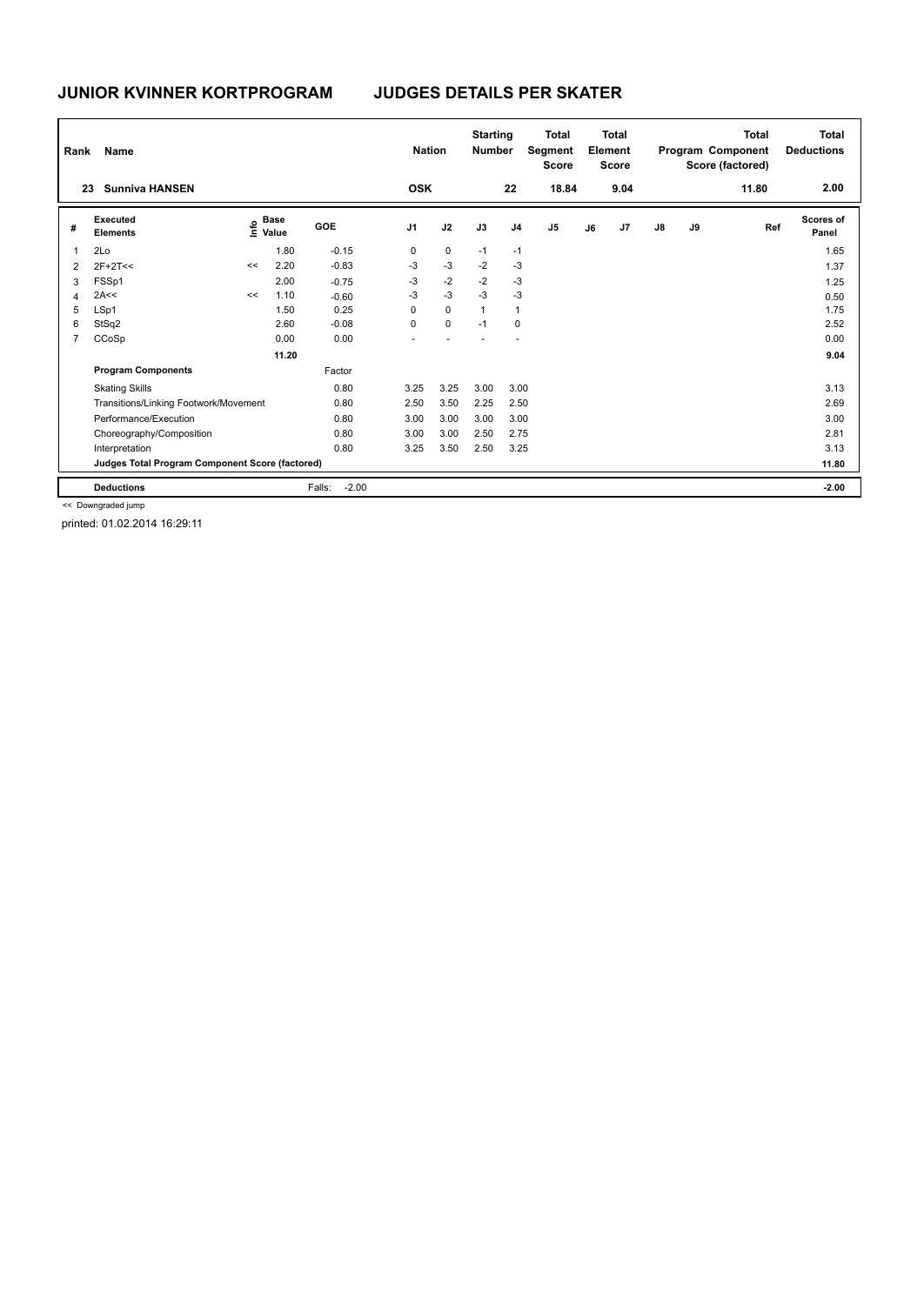# JUNIOR KVINNER KORTPROGRAM JUDGES DETAILS PER SKATER

| Rank | Name | Nation | Starting Number | Total Segment Score | Total Element Score | Total Program Component Score (factored) | Total Deductions |
|---|---|---|---|---|---|---|---|
| 23 | Sunniva HANSEN | OSK | 22 | 18.84 | 9.04 | 11.80 | 2.00 |

| # | Executed Elements | Info | Base Value | GOE | J1 | J2 | J3 | J4 | J5 | J6 | J7 | J8 | J9 | Ref | Scores of Panel |
|---|---|---|---|---|---|---|---|---|---|---|---|---|---|---|---|
| 1 | 2Lo | | 1.80 | -0.15 | 0 | 0 | -1 | -1 | | | | | | | 1.65 |
| 2 | 2F+2T<< | << | 2.20 | -0.83 | -3 | -3 | -2 | -3 | | | | | | | 1.37 |
| 3 | FSSp1 | | 2.00 | -0.75 | -3 | -2 | -2 | -3 | | | | | | | 1.25 |
| 4 | 2A<< | << | 1.10 | -0.60 | -3 | -3 | -3 | -3 | | | | | | | 0.50 |
| 5 | LSp1 | | 1.50 | 0.25 | 0 | 0 | 1 | 1 | | | | | | | 1.75 |
| 6 | StSq2 | | 2.60 | -0.08 | 0 | 0 | -1 | 0 | | | | | | | 2.52 |
| 7 | CCoSp | | 0.00 | 0.00 | - | - | - | - | | | | | | | 0.00 |
| | | | 11.20 | | | | | | | | | | | | 9.04 |
| | **Program Components** | | | Factor | | | | | | | | | | | |
| | Skating Skills | | | 0.80 | 3.25 | 3.25 | 3.00 | 3.00 | | | | | | | 3.13 |
| | Transitions/Linking Footwork/Movement | | | 0.80 | 2.50 | 3.50 | 2.25 | 2.50 | | | | | | | 2.69 |
| | Performance/Execution | | | 0.80 | 3.00 | 3.00 | 3.00 | 3.00 | | | | | | | 3.00 |
| | Choreography/Composition | | | 0.80 | 3.00 | 3.00 | 2.50 | 2.75 | | | | | | | 2.81 |
| | Interpretation | | | 0.80 | 3.25 | 3.50 | 2.50 | 3.25 | | | | | | | 3.13 |
| | **Judges Total Program Component Score (factored)** | | | | | | | | | | | | | | 11.80 |
| | **Deductions** | | | Falls: -2.00 | | | | | | | | | | | -2.00 |

<< Downgraded jump

printed: 01.02.2014 16:29:11